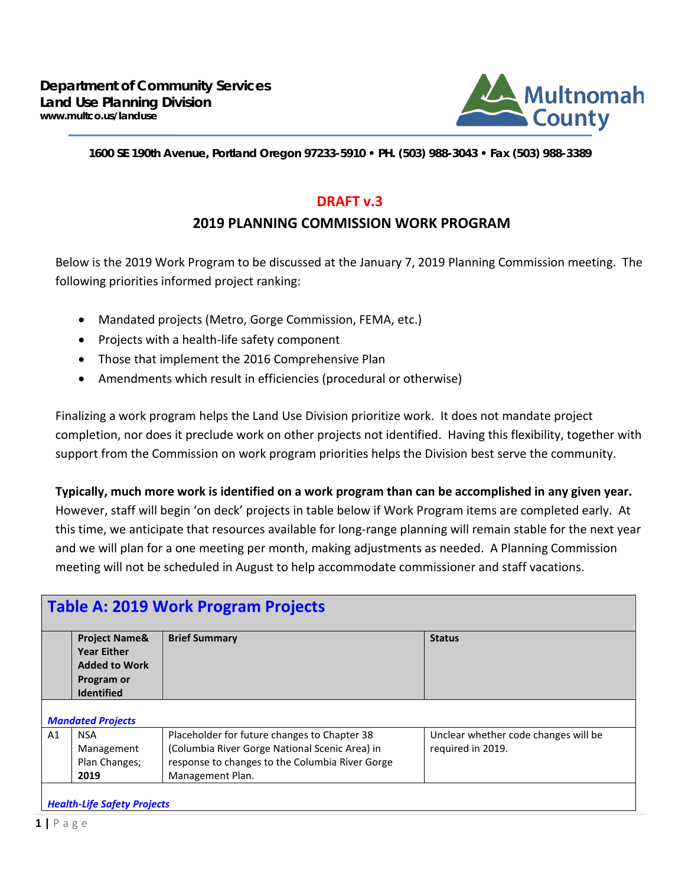**Department of Community Services**
***Land Use Planning Division***
**www.multco.us/landuse**

**1600 SE 190th Avenue, Portland Oregon 97233-5910 • PH. (503) 988-3043 • Fax (503) 988-3389**

## DRAFT v.3

## 2019 PLANNING COMMISSION WORK PROGRAM

Below is the 2019 Work Program to be discussed at the January 7, 2019 Planning Commission meeting. The following priorities informed project ranking:

- Mandated projects (Metro, Gorge Commission, FEMA, etc.)
- Projects with a health-life safety component
- Those that implement the 2016 Comprehensive Plan
- Amendments which result in efficiencies (procedural or otherwise)

Finalizing a work program helps the Land Use Division prioritize work. It does not mandate project completion, nor does it preclude work on other projects not identified. Having this flexibility, together with support from the Commission on work program priorities helps the Division best serve the community.

**Typically, much more work is identified on a work program than can be accomplished in any given year.** However, staff will begin 'on deck' projects in table below if Work Program items are completed early. At this time, we anticipate that resources available for long-range planning will remain stable for the next year and we will plan for a one meeting per month, making adjustments as needed. A Planning Commission meeting will not be scheduled in August to help accommodate commissioner and staff vacations.

### Table A: 2019 Work Program Projects

| | Project Name& Year Either Added to Work Program or Identified | Brief Summary | Status |
|---|---|---|---|
| ***Mandated Projects*** | | | |
| A1 | NSA Management Plan Changes; **2019** | Placeholder for future changes to Chapter 38 (Columbia River Gorge National Scenic Area) in response to changes to the Columbia River Gorge Management Plan. | Unclear whether code changes will be required in 2019. |
| ***Health-Life Safety Projects*** | | | |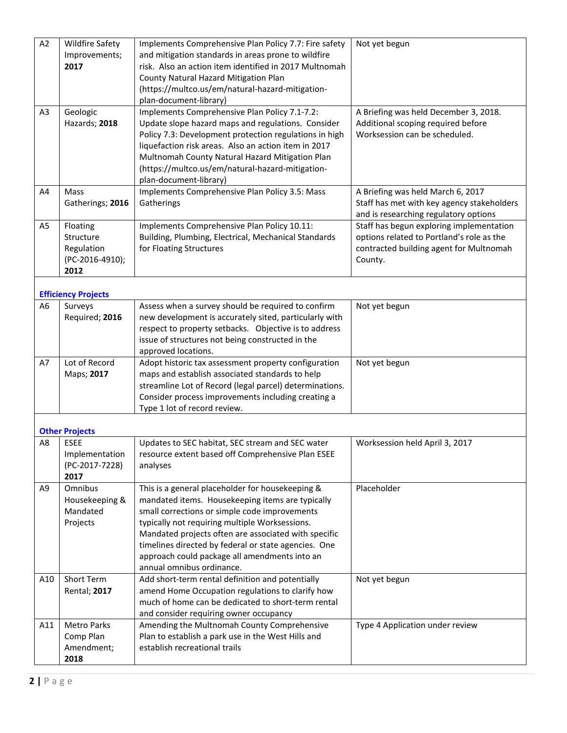| | | | |
|---|---|---|---|
| A2 | Wildfire Safety Improvements; **2017** | Implements Comprehensive Plan Policy 7.7: Fire safety and mitigation standards in areas prone to wildfire risk. Also an action item identified in 2017 Multnomah County Natural Hazard Mitigation Plan (https://multco.us/em/natural-hazard-mitigation-plan-document-library) | Not yet begun |
| A3 | Geologic Hazards; **2018** | Implements Comprehensive Plan Policy 7.1-7.2: Update slope hazard maps and regulations. Consider Policy 7.3: Development protection regulations in high liquefaction risk areas. Also an action item in 2017 Multnomah County Natural Hazard Mitigation Plan (https://multco.us/em/natural-hazard-mitigation-plan-document-library) | A Briefing was held December 3, 2018. Additional scoping required before Worksession can be scheduled. |
| A4 | Mass Gatherings; **2016** | Implements Comprehensive Plan Policy 3.5: Mass Gatherings | A Briefing was held March 6, 2017 Staff has met with key agency stakeholders and is researching regulatory options |
| A5 | Floating Structure Regulation (PC-2016-4910); **2012** | Implements Comprehensive Plan Policy 10.11: Building, Plumbing, Electrical, Mechanical Standards for Floating Structures | Staff has begun exploring implementation options related to Portland's role as the contracted building agent for Multnomah County. |
| **Efficiency Projects** | | | |
| A6 | Surveys Required; **2016** | Assess when a survey should be required to confirm new development is accurately sited, particularly with respect to property setbacks. Objective is to address issue of structures not being constructed in the approved locations. | Not yet begun |
| A7 | Lot of Record Maps; **2017** | Adopt historic tax assessment property configuration maps and establish associated standards to help streamline Lot of Record (legal parcel) determinations. Consider process improvements including creating a Type 1 lot of record review. | Not yet begun |
| **Other Projects** | | | |
| A8 | ESEE Implementation (PC-2017-7228) **2017** | Updates to SEC habitat, SEC stream and SEC water resource extent based off Comprehensive Plan ESEE analyses | Worksession held April 3, 2017 |
| A9 | Omnibus Housekeeping & Mandated Projects | This is a general placeholder for housekeeping & mandated items. Housekeeping items are typically small corrections or simple code improvements typically not requiring multiple Worksessions. Mandated projects often are associated with specific timelines directed by federal or state agencies. One approach could package all amendments into an annual omnibus ordinance. | Placeholder |
| A10 | Short Term Rental; **2017** | Add short-term rental definition and potentially amend Home Occupation regulations to clarify how much of home can be dedicated to short-term rental and consider requiring owner occupancy | Not yet begun |
| A11 | Metro Parks Comp Plan Amendment; **2018** | Amending the Multnomah County Comprehensive Plan to establish a park use in the West Hills and establish recreational trails | Type 4 Application under review |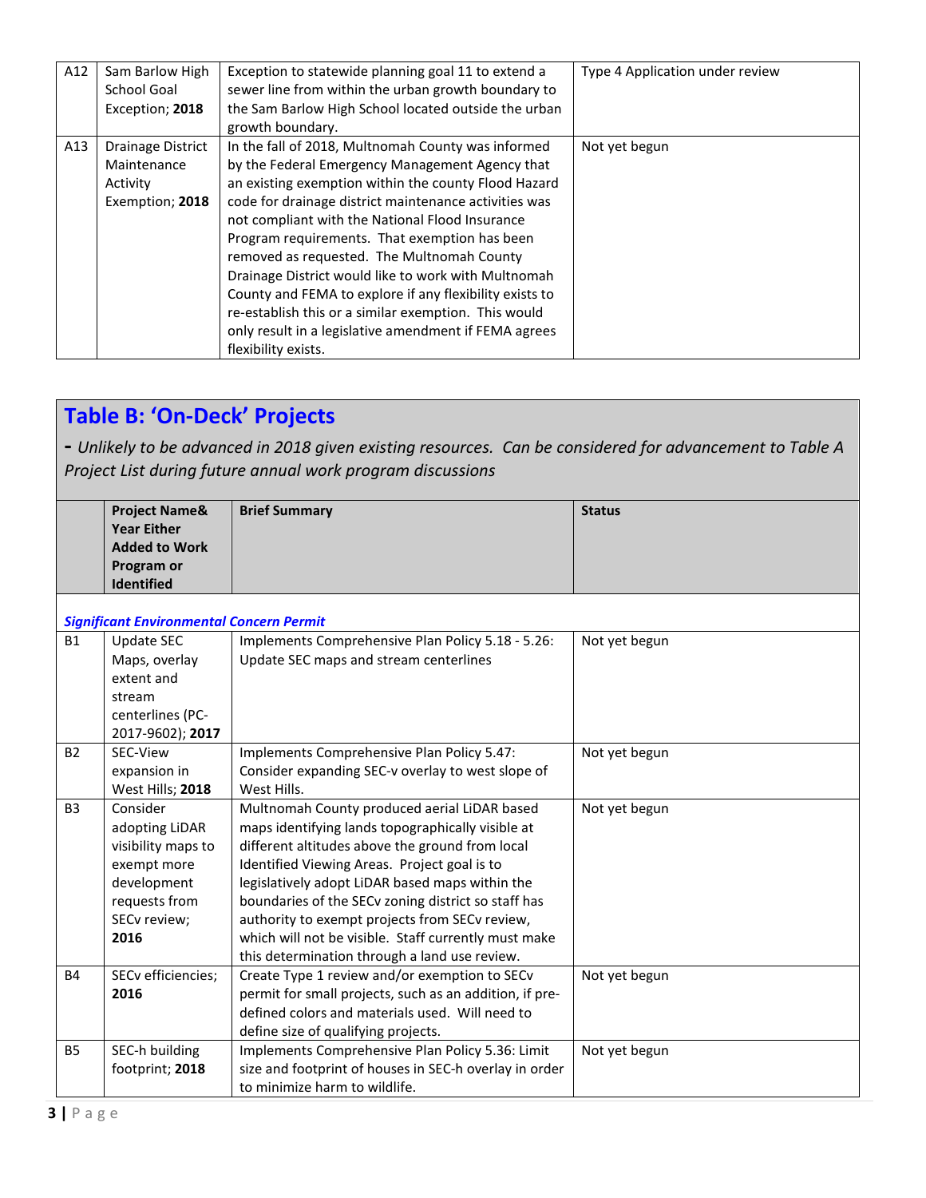| | | | |
|---|---|---|---|
| A12 | Sam Barlow High School Goal Exception; **2018** | Exception to statewide planning goal 11 to extend a sewer line from within the urban growth boundary to the Sam Barlow High School located outside the urban growth boundary. | Type 4 Application under review |
| A13 | Drainage District Maintenance Activity Exemption; **2018** | In the fall of 2018, Multnomah County was informed by the Federal Emergency Management Agency that an existing exemption within the county Flood Hazard code for drainage district maintenance activities was not compliant with the National Flood Insurance Program requirements. That exemption has been removed as requested. The Multnomah County Drainage District would like to work with Multnomah County and FEMA to explore if any flexibility exists to re-establish this or a similar exemption. This would only result in a legislative amendment if FEMA agrees flexibility exists. | Not yet begun |

## Table B: 'On-Deck' Projects

**-** *Unlikely to be advanced in 2018 given existing resources. Can be considered for advancement to Table A Project List during future annual work program discussions*

| | Project Name& Year Either Added to Work Program or Identified | Brief Summary | Status |
|---|---|---|---|
| | ***Significant Environmental Concern Permit*** | | |
| B1 | Update SEC Maps, overlay extent and stream centerlines (PC-2017-9602); **2017** | Implements Comprehensive Plan Policy 5.18 - 5.26: Update SEC maps and stream centerlines | Not yet begun |
| B2 | SEC-View expansion in West Hills; **2018** | Implements Comprehensive Plan Policy 5.47: Consider expanding SEC-v overlay to west slope of West Hills. | Not yet begun |
| B3 | Consider adopting LiDAR visibility maps to exempt more development requests from SECv review; **2016** | Multnomah County produced aerial LiDAR based maps identifying lands topographically visible at different altitudes above the ground from local Identified Viewing Areas. Project goal is to legislatively adopt LiDAR based maps within the boundaries of the SECv zoning district so staff has authority to exempt projects from SECv review, which will not be visible. Staff currently must make this determination through a land use review. | Not yet begun |
| B4 | SECv efficiencies; **2016** | Create Type 1 review and/or exemption to SECv permit for small projects, such as an addition, if pre-defined colors and materials used. Will need to define size of qualifying projects. | Not yet begun |
| B5 | SEC-h building footprint; **2018** | Implements Comprehensive Plan Policy 5.36: Limit size and footprint of houses in SEC-h overlay in order to minimize harm to wildlife. | Not yet begun |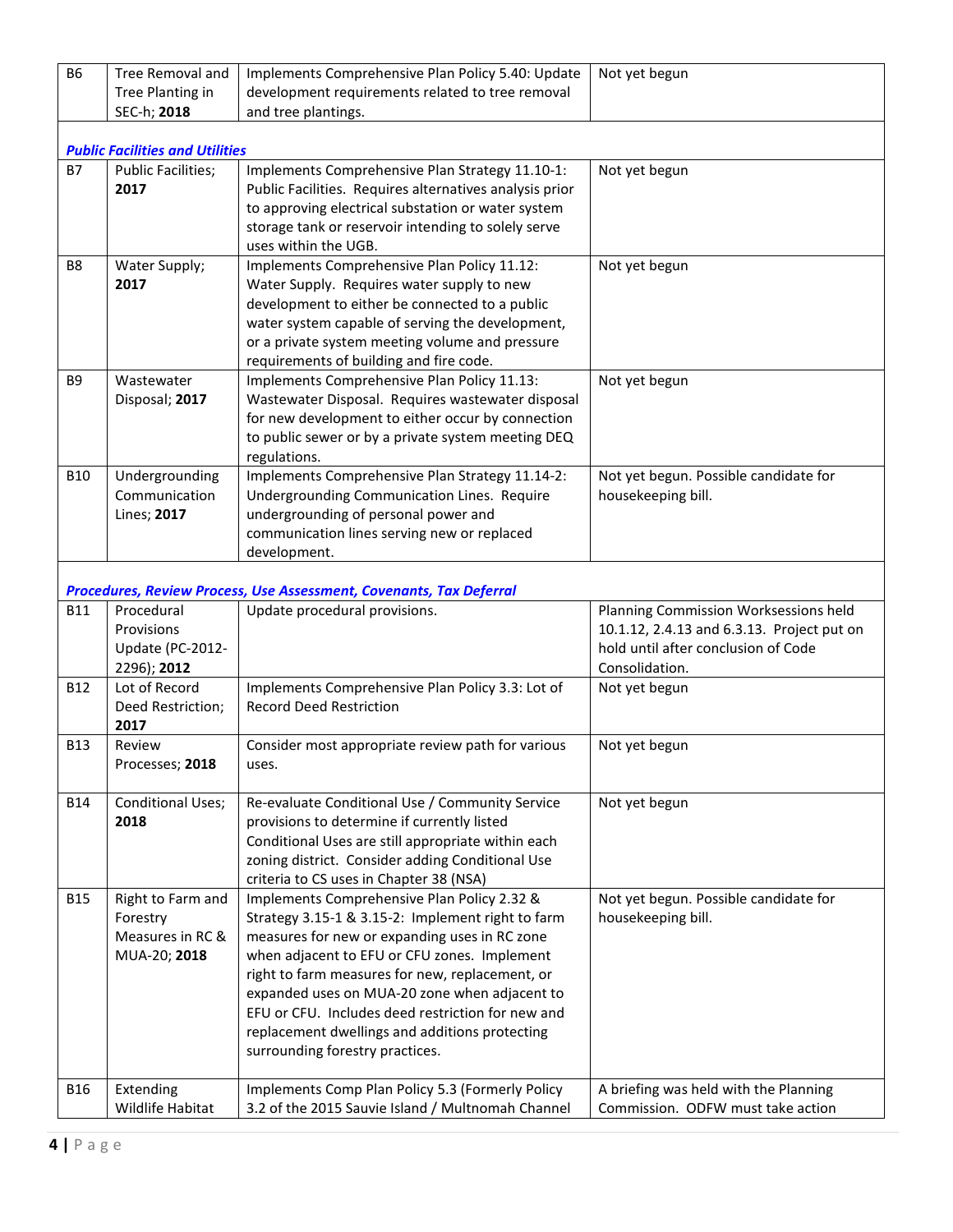| | | | |
|---|---|---|---|
| B6 | Tree Removal and Tree Planting in SEC-h; **2018** | Implements Comprehensive Plan Policy 5.40: Update development requirements related to tree removal and tree plantings. | Not yet begun |
| ***Public Facilities and Utilities*** | | | |
| B7 | Public Facilities; **2017** | Implements Comprehensive Plan Strategy 11.10-1: Public Facilities. Requires alternatives analysis prior to approving electrical substation or water system storage tank or reservoir intending to solely serve uses within the UGB. | Not yet begun |
| B8 | Water Supply; **2017** | Implements Comprehensive Plan Policy 11.12: Water Supply. Requires water supply to new development to either be connected to a public water system capable of serving the development, or a private system meeting volume and pressure requirements of building and fire code. | Not yet begun |
| B9 | Wastewater Disposal; **2017** | Implements Comprehensive Plan Policy 11.13: Wastewater Disposal. Requires wastewater disposal for new development to either occur by connection to public sewer or by a private system meeting DEQ regulations. | Not yet begun |
| B10 | Undergrounding Communication Lines; **2017** | Implements Comprehensive Plan Strategy 11.14-2: Undergrounding Communication Lines. Require undergrounding of personal power and communication lines serving new or replaced development. | Not yet begun. Possible candidate for housekeeping bill. |
| ***Procedures, Review Process, Use Assessment, Covenants, Tax Deferral*** | | | |
| B11 | Procedural Provisions Update (PC-2012-2296); **2012** | Update procedural provisions. | Planning Commission Worksessions held 10.1.12, 2.4.13 and 6.3.13. Project put on hold until after conclusion of Code Consolidation. |
| B12 | Lot of Record Deed Restriction; **2017** | Implements Comprehensive Plan Policy 3.3: Lot of Record Deed Restriction | Not yet begun |
| B13 | Review Processes; **2018** | Consider most appropriate review path for various uses. | Not yet begun |
| B14 | Conditional Uses; **2018** | Re-evaluate Conditional Use / Community Service provisions to determine if currently listed Conditional Uses are still appropriate within each zoning district. Consider adding Conditional Use criteria to CS uses in Chapter 38 (NSA) | Not yet begun |
| B15 | Right to Farm and Forestry Measures in RC & MUA-20; **2018** | Implements Comprehensive Plan Policy 2.32 & Strategy 3.15-1 & 3.15-2: Implement right to farm measures for new or expanding uses in RC zone when adjacent to EFU or CFU zones. Implement right to farm measures for new, replacement, or expanded uses on MUA-20 zone when adjacent to EFU or CFU. Includes deed restriction for new and replacement dwellings and additions protecting surrounding forestry practices. | Not yet begun. Possible candidate for housekeeping bill. |
| B16 | Extending Wildlife Habitat | Implements Comp Plan Policy 5.3 (Formerly Policy 3.2 of the 2015 Sauvie Island / Multnomah Channel | A briefing was held with the Planning Commission. ODFW must take action |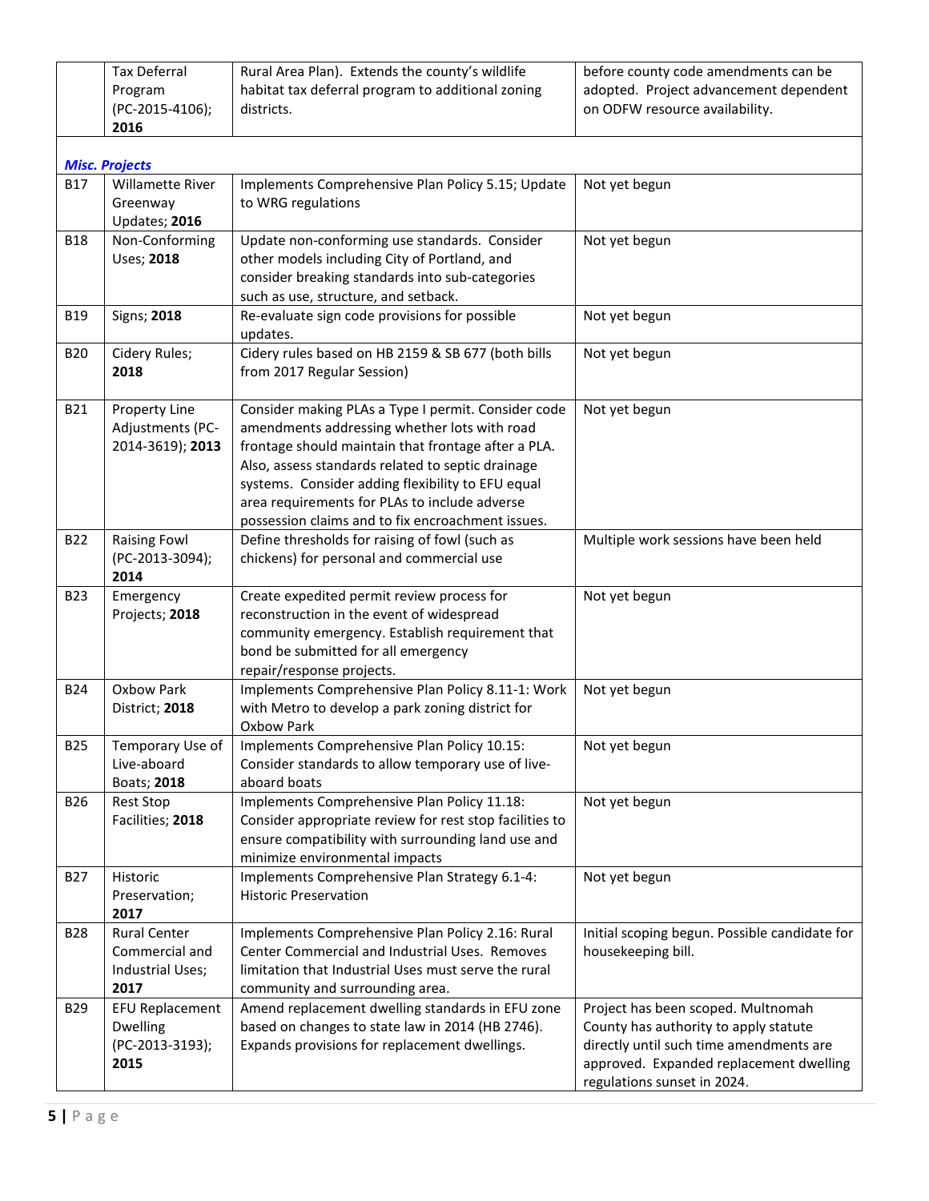| | | | |
|---|---|---|---|
| | Tax Deferral Program (PC-2015-4106); **2016** | Rural Area Plan). Extends the county's wildlife habitat tax deferral program to additional zoning districts. | before county code amendments can be adopted. Project advancement dependent on ODFW resource availability. |
| ***Misc. Projects*** | | | |
| B17 | Willamette River Greenway Updates; **2016** | Implements Comprehensive Plan Policy 5.15; Update to WRG regulations | Not yet begun |
| B18 | Non-Conforming Uses; **2018** | Update non-conforming use standards. Consider other models including City of Portland, and consider breaking standards into sub-categories such as use, structure, and setback. | Not yet begun |
| B19 | Signs; **2018** | Re-evaluate sign code provisions for possible updates. | Not yet begun |
| B20 | Cidery Rules; **2018** | Cidery rules based on HB 2159 & SB 677 (both bills from 2017 Regular Session) | Not yet begun |
| B21 | Property Line Adjustments (PC-2014-3619); **2013** | Consider making PLAs a Type I permit. Consider code amendments addressing whether lots with road frontage should maintain that frontage after a PLA. Also, assess standards related to septic drainage systems. Consider adding flexibility to EFU equal area requirements for PLAs to include adverse possession claims and to fix encroachment issues. | Not yet begun |
| B22 | Raising Fowl (PC-2013-3094); **2014** | Define thresholds for raising of fowl (such as chickens) for personal and commercial use | Multiple work sessions have been held |
| B23 | Emergency Projects; **2018** | Create expedited permit review process for reconstruction in the event of widespread community emergency. Establish requirement that bond be submitted for all emergency repair/response projects. | Not yet begun |
| B24 | Oxbow Park District; **2018** | Implements Comprehensive Plan Policy 8.11-1: Work with Metro to develop a park zoning district for Oxbow Park | Not yet begun |
| B25 | Temporary Use of Live-aboard Boats; **2018** | Implements Comprehensive Plan Policy 10.15: Consider standards to allow temporary use of live-aboard boats | Not yet begun |
| B26 | Rest Stop Facilities; **2018** | Implements Comprehensive Plan Policy 11.18: Consider appropriate review for rest stop facilities to ensure compatibility with surrounding land use and minimize environmental impacts | Not yet begun |
| B27 | Historic Preservation; **2017** | Implements Comprehensive Plan Strategy 6.1-4: Historic Preservation | Not yet begun |
| B28 | Rural Center Commercial and Industrial Uses; **2017** | Implements Comprehensive Plan Policy 2.16: Rural Center Commercial and Industrial Uses. Removes limitation that Industrial Uses must serve the rural community and surrounding area. | Initial scoping begun. Possible candidate for housekeeping bill. |
| B29 | EFU Replacement Dwelling (PC-2013-3193); **2015** | Amend replacement dwelling standards in EFU zone based on changes to state law in 2014 (HB 2746). Expands provisions for replacement dwellings. | Project has been scoped. Multnomah County has authority to apply statute directly until such time amendments are approved. Expanded replacement dwelling regulations sunset in 2024. |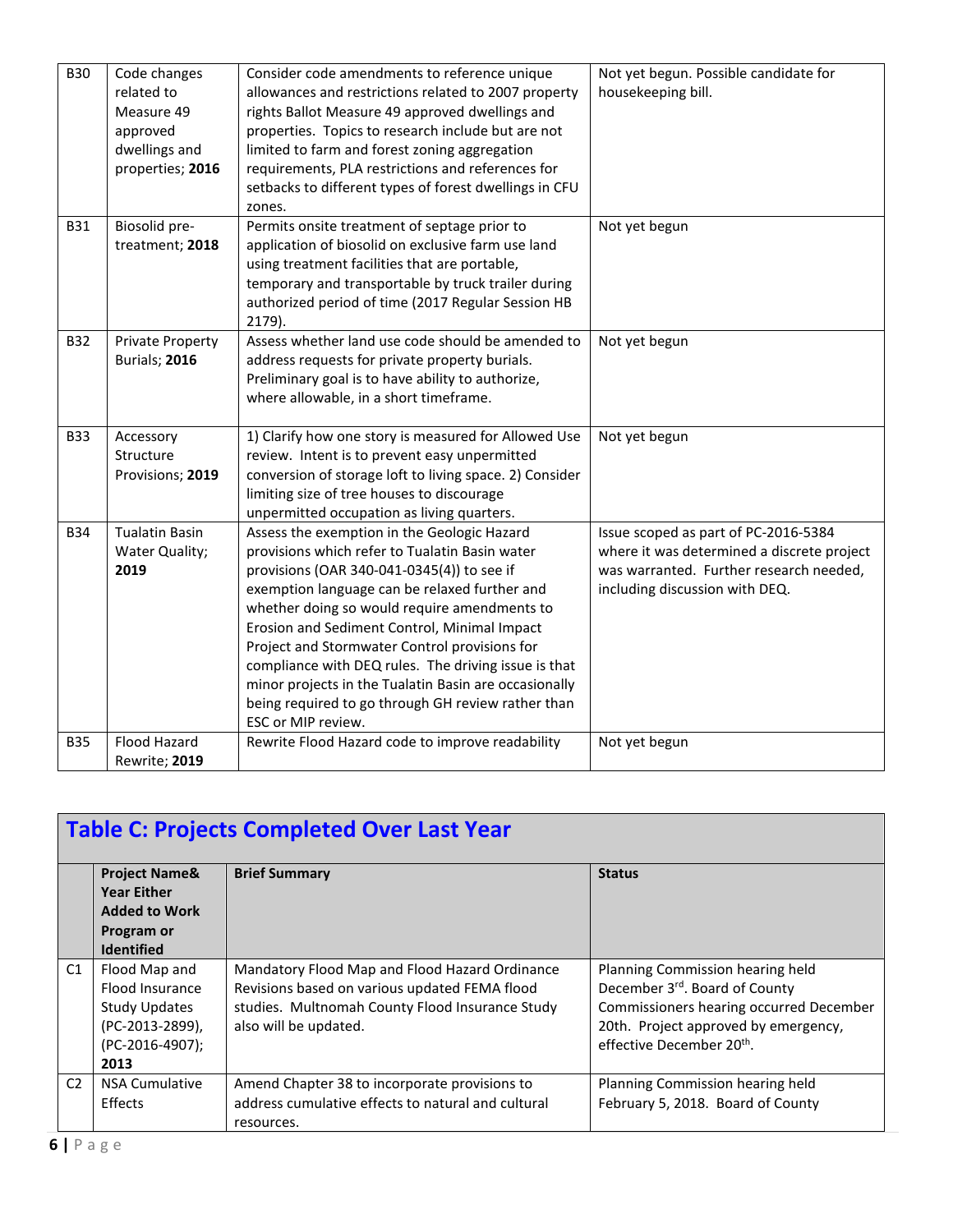| | | | |
|---|---|---|---|
| B30 | Code changes related to Measure 49 approved dwellings and properties; **2016** | Consider code amendments to reference unique allowances and restrictions related to 2007 property rights Ballot Measure 49 approved dwellings and properties. Topics to research include but are not limited to farm and forest zoning aggregation requirements, PLA restrictions and references for setbacks to different types of forest dwellings in CFU zones. | Not yet begun. Possible candidate for housekeeping bill. |
| B31 | Biosolid pre-treatment; **2018** | Permits onsite treatment of septage prior to application of biosolid on exclusive farm use land using treatment facilities that are portable, temporary and transportable by truck trailer during authorized period of time (2017 Regular Session HB 2179). | Not yet begun |
| B32 | Private Property Burials; **2016** | Assess whether land use code should be amended to address requests for private property burials. Preliminary goal is to have ability to authorize, where allowable, in a short timeframe. | Not yet begun |
| B33 | Accessory Structure Provisions; **2019** | 1) Clarify how one story is measured for Allowed Use review. Intent is to prevent easy unpermitted conversion of storage loft to living space. 2) Consider limiting size of tree houses to discourage unpermitted occupation as living quarters. | Not yet begun |
| B34 | Tualatin Basin Water Quality; **2019** | Assess the exemption in the Geologic Hazard provisions which refer to Tualatin Basin water provisions (OAR 340-041-0345(4)) to see if exemption language can be relaxed further and whether doing so would require amendments to Erosion and Sediment Control, Minimal Impact Project and Stormwater Control provisions for compliance with DEQ rules. The driving issue is that minor projects in the Tualatin Basin are occasionally being required to go through GH review rather than ESC or MIP review. | Issue scoped as part of PC-2016-5384 where it was determined a discrete project was warranted. Further research needed, including discussion with DEQ. |
| B35 | Flood Hazard Rewrite; **2019** | Rewrite Flood Hazard code to improve readability | Not yet begun |

## Table C: Projects Completed Over Last Year

| | Project Name& Year Either Added to Work Program or Identified | Brief Summary | Status |
|---|---|---|---|
| C1 | Flood Map and Flood Insurance Study Updates (PC-2013-2899), (PC-2016-4907); **2013** | Mandatory Flood Map and Flood Hazard Ordinance Revisions based on various updated FEMA flood studies. Multnomah County Flood Insurance Study also will be updated. | Planning Commission hearing held December 3rd. Board of County Commissioners hearing occurred December 20th. Project approved by emergency, effective December 20th. |
| C2 | NSA Cumulative Effects | Amend Chapter 38 to incorporate provisions to address cumulative effects to natural and cultural resources. | Planning Commission hearing held February 5, 2018. Board of County |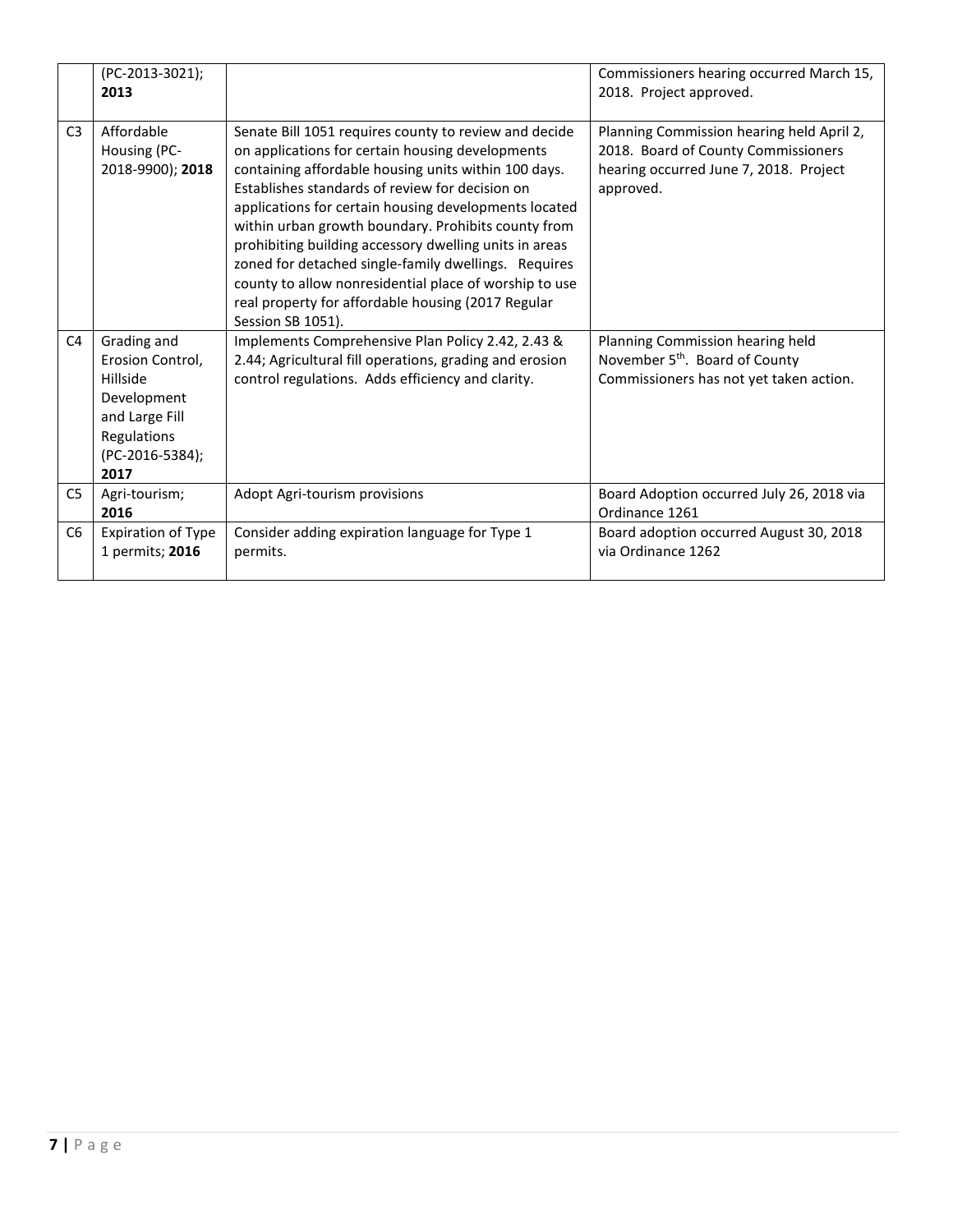| | | | |
|---|---|---|---|
| | (PC-2013-3021); **2013** | | Commissioners hearing occurred March 15, 2018. Project approved. |
| C3 | Affordable Housing (PC-2018-9900); **2018** | Senate Bill 1051 requires county to review and decide on applications for certain housing developments containing affordable housing units within 100 days. Establishes standards of review for decision on applications for certain housing developments located within urban growth boundary. Prohibits county from prohibiting building accessory dwelling units in areas zoned for detached single-family dwellings. Requires county to allow nonresidential place of worship to use real property for affordable housing (2017 Regular Session SB 1051). | Planning Commission hearing held April 2, 2018. Board of County Commissioners hearing occurred June 7, 2018. Project approved. |
| C4 | Grading and Erosion Control, Hillside Development and Large Fill Regulations (PC-2016-5384); **2017** | Implements Comprehensive Plan Policy 2.42, 2.43 & 2.44; Agricultural fill operations, grading and erosion control regulations. Adds efficiency and clarity. | Planning Commission hearing held November 5th. Board of County Commissioners has not yet taken action. |
| C5 | Agri-tourism; **2016** | Adopt Agri-tourism provisions | Board Adoption occurred July 26, 2018 via Ordinance 1261 |
| C6 | Expiration of Type 1 permits; **2016** | Consider adding expiration language for Type 1 permits. | Board adoption occurred August 30, 2018 via Ordinance 1262 |